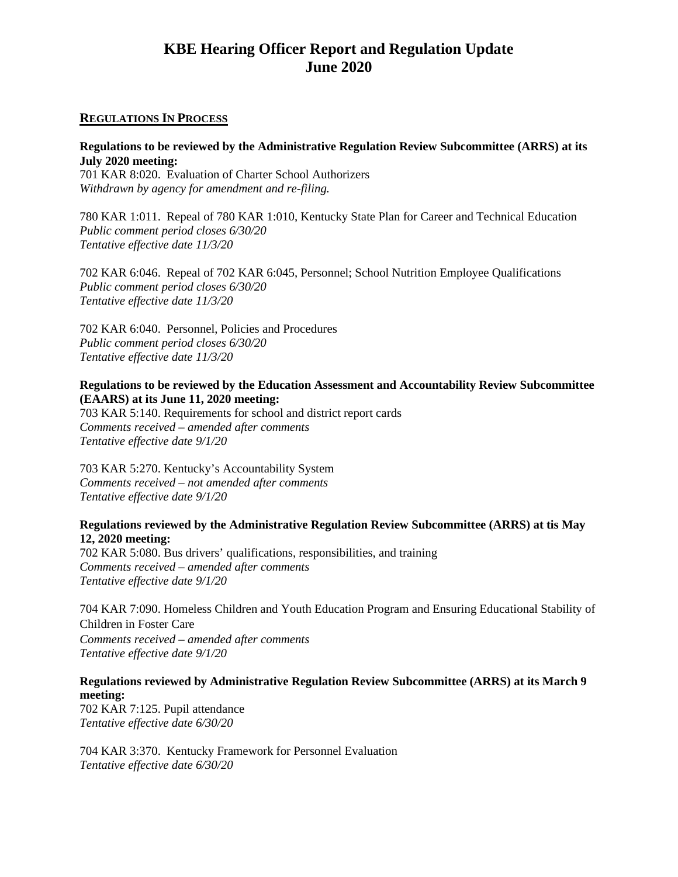# KBE Hearing Officer Report and Regulation Update
# June 2020

## REGULATIONS IN PROCESS

**Regulations to be reviewed by the Administrative Regulation Review Subcommittee (ARRS) at its July 2020 meeting:**

701 KAR 8:020. Evaluation of Charter School Authorizers
*Withdrawn by agency for amendment and re-filing.*

780 KAR 1:011. Repeal of 780 KAR 1:010, Kentucky State Plan for Career and Technical Education
*Public comment period closes 6/30/20*
*Tentative effective date 11/3/20*

702 KAR 6:046. Repeal of 702 KAR 6:045, Personnel; School Nutrition Employee Qualifications
*Public comment period closes 6/30/20*
*Tentative effective date 11/3/20*

702 KAR 6:040. Personnel, Policies and Procedures
*Public comment period closes 6/30/20*
*Tentative effective date 11/3/20*

**Regulations to be reviewed by the Education Assessment and Accountability Review Subcommittee (EAARS) at its June 11, 2020 meeting:**

703 KAR 5:140. Requirements for school and district report cards
*Comments received – amended after comments*
*Tentative effective date 9/1/20*

703 KAR 5:270. Kentucky's Accountability System
*Comments received – not amended after comments*
*Tentative effective date 9/1/20*

**Regulations reviewed by the Administrative Regulation Review Subcommittee (ARRS) at tis May 12, 2020 meeting:**

702 KAR 5:080. Bus drivers' qualifications, responsibilities, and training
*Comments received – amended after comments*
*Tentative effective date 9/1/20*

704 KAR 7:090. Homeless Children and Youth Education Program and Ensuring Educational Stability of Children in Foster Care
*Comments received – amended after comments*
*Tentative effective date 9/1/20*

**Regulations reviewed by Administrative Regulation Review Subcommittee (ARRS) at its March 9 meeting:**

702 KAR 7:125. Pupil attendance
*Tentative effective date 6/30/20*

704 KAR 3:370. Kentucky Framework for Personnel Evaluation
*Tentative effective date 6/30/20*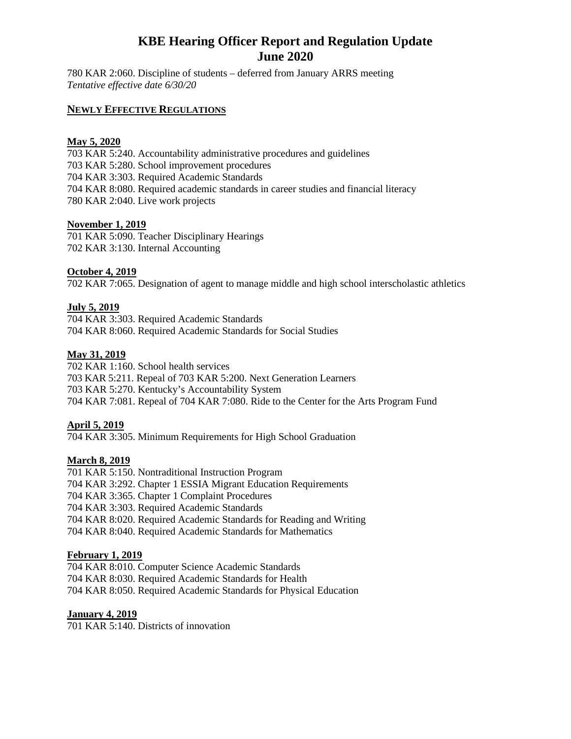# KBE Hearing Officer Report and Regulation Update June 2020

780 KAR 2:060. Discipline of students – deferred from January ARRS meeting
*Tentative effective date 6/30/20*

## NEWLY EFFECTIVE REGULATIONS

**May 5, 2020**

703 KAR 5:240. Accountability administrative procedures and guidelines
703 KAR 5:280. School improvement procedures
704 KAR 3:303. Required Academic Standards
704 KAR 8:080. Required academic standards in career studies and financial literacy
780 KAR 2:040. Live work projects

**November 1, 2019**

701 KAR 5:090. Teacher Disciplinary Hearings
702 KAR 3:130. Internal Accounting

**October 4, 2019**

702 KAR 7:065. Designation of agent to manage middle and high school interscholastic athletics

**July 5, 2019**

704 KAR 3:303. Required Academic Standards
704 KAR 8:060. Required Academic Standards for Social Studies

**May 31, 2019**

702 KAR 1:160. School health services
703 KAR 5:211. Repeal of 703 KAR 5:200. Next Generation Learners
703 KAR 5:270. Kentucky's Accountability System
704 KAR 7:081. Repeal of 704 KAR 7:080. Ride to the Center for the Arts Program Fund

**April 5, 2019**

704 KAR 3:305. Minimum Requirements for High School Graduation

**March 8, 2019**

701 KAR 5:150. Nontraditional Instruction Program
704 KAR 3:292. Chapter 1 ESSIA Migrant Education Requirements
704 KAR 3:365. Chapter 1 Complaint Procedures
704 KAR 3:303. Required Academic Standards
704 KAR 8:020. Required Academic Standards for Reading and Writing
704 KAR 8:040. Required Academic Standards for Mathematics

**February 1, 2019**

704 KAR 8:010. Computer Science Academic Standards
704 KAR 8:030. Required Academic Standards for Health
704 KAR 8:050. Required Academic Standards for Physical Education

**January 4, 2019**

701 KAR 5:140. Districts of innovation